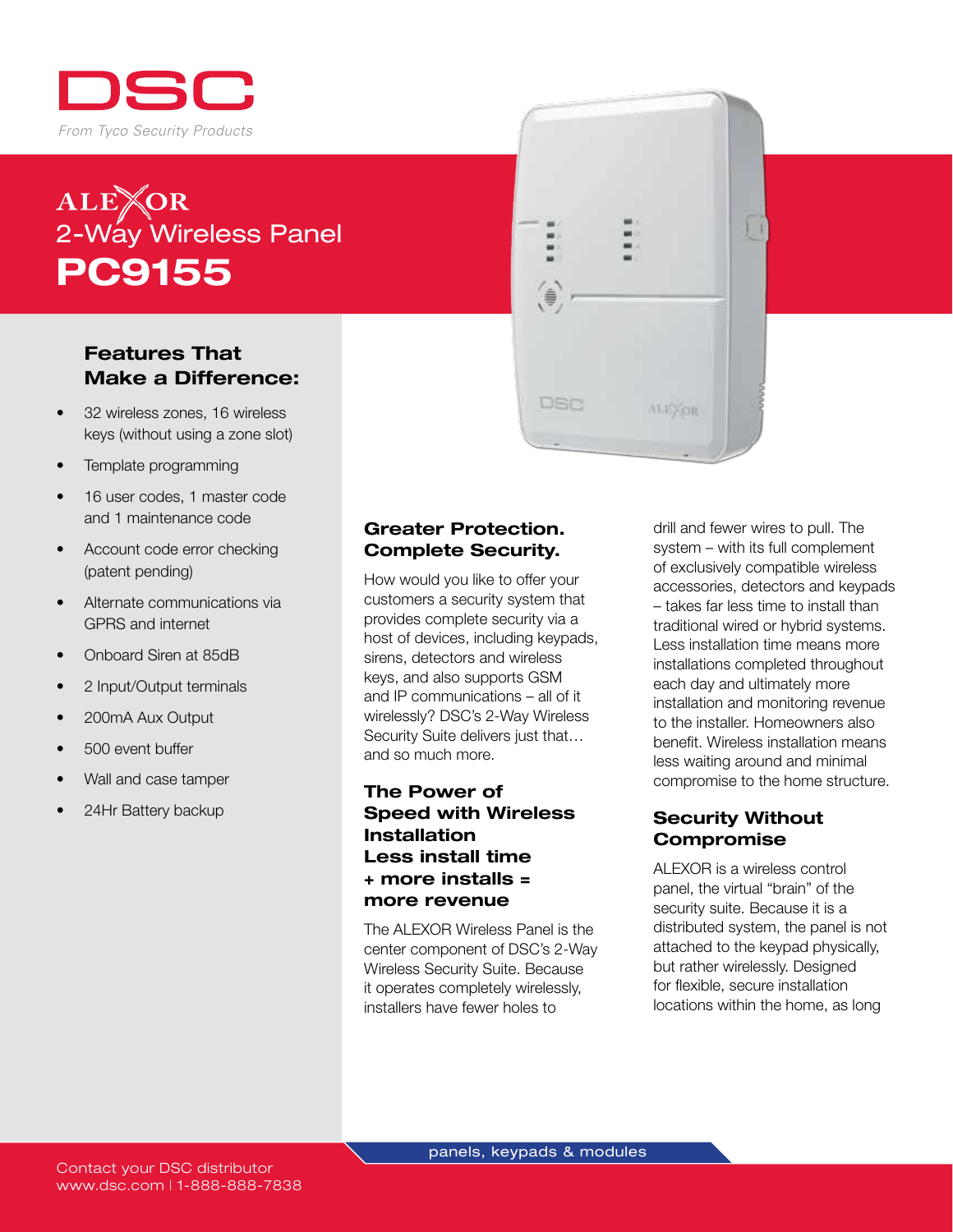DSC

*From Tyco Security Products*

# ALEXOR 2-Way Wireless Panel
# PC9155

### Features That Make a Difference:

- 32 wireless zones, 16 wireless keys (without using a zone slot)
- Template programming
- 16 user codes, 1 master code and 1 maintenance code
- Account code error checking (patent pending)
- Alternate communications via GPRS and internet
- Onboard Siren at 85dB
- 2 Input/Output terminals
- 200mA Aux Output
- 500 event buffer
- Wall and case tamper
- 24Hr Battery backup

## Greater Protection. Complete Security.

How would you like to offer your customers a security system that provides complete security via a host of devices, including keypads, sirens, detectors and wireless keys, and also supports GSM and IP communications – all of it wirelessly? DSC's 2-Way Wireless Security Suite delivers just that… and so much more.

## The Power of Speed with Wireless Installation Less install time + more installs = more revenue

The ALEXOR Wireless Panel is the center component of DSC's 2-Way Wireless Security Suite. Because it operates completely wirelessly, installers have fewer holes to drill and fewer wires to pull. The system – with its full complement of exclusively compatible wireless accessories, detectors and keypads – takes far less time to install than traditional wired or hybrid systems. Less installation time means more installations completed throughout each day and ultimately more installation and monitoring revenue to the installer. Homeowners also benefit. Wireless installation means less waiting around and minimal compromise to the home structure.

## Security Without Compromise

ALEXOR is a wireless control panel, the virtual "brain" of the security suite. Because it is a distributed system, the panel is not attached to the keypad physically, but rather wirelessly. Designed for flexible, secure installation locations within the home, as long

panels, keypads & modules

Contact your DSC distributor
www.dsc.com | 1-888-888-7838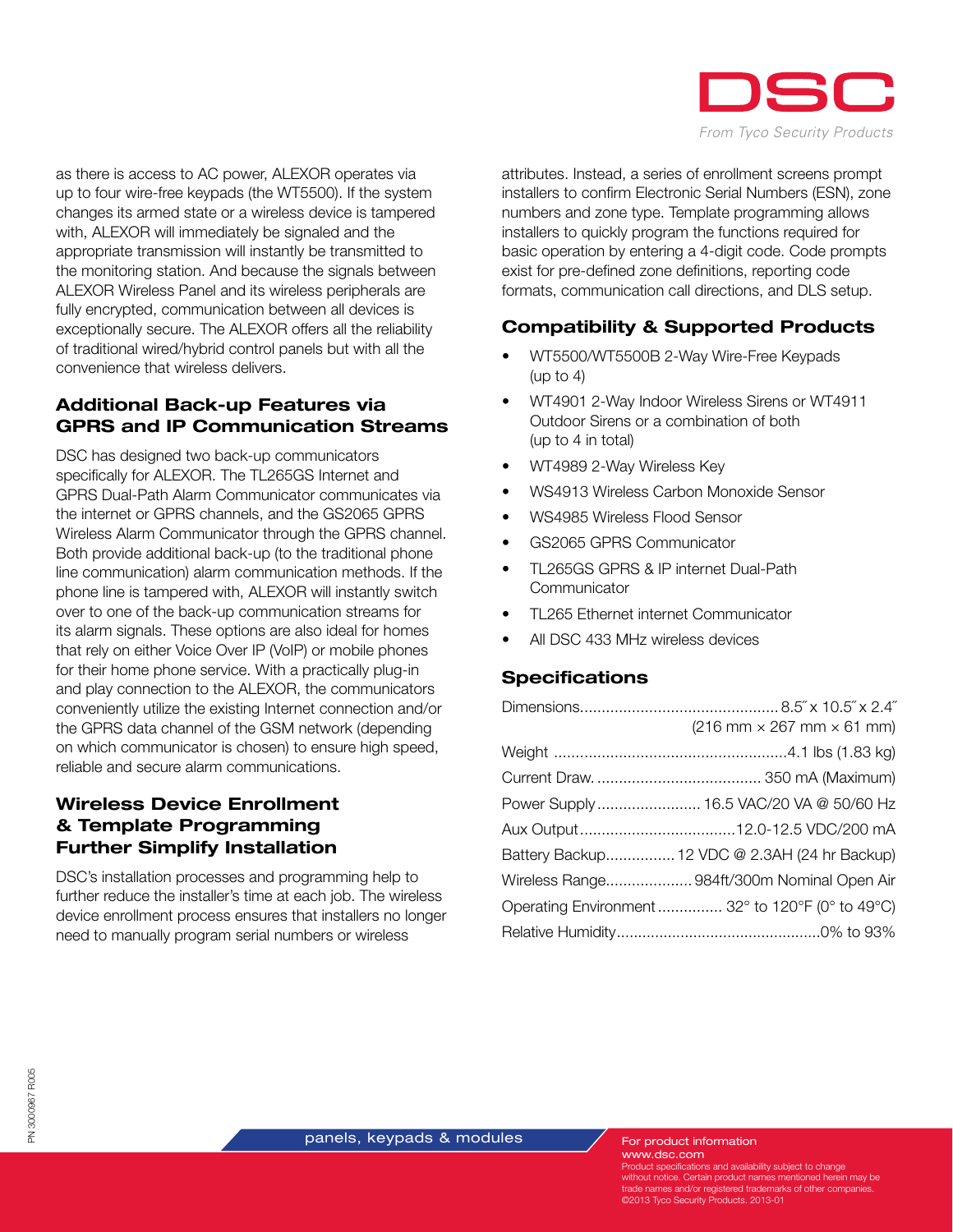as there is access to AC power, ALEXOR operates via up to four wire-free keypads (the WT5500). If the system changes its armed state or a wireless device is tampered with, ALEXOR will immediately be signaled and the appropriate transmission will instantly be transmitted to the monitoring station. And because the signals between ALEXOR Wireless Panel and its wireless peripherals are fully encrypted, communication between all devices is exceptionally secure. The ALEXOR offers all the reliability of traditional wired/hybrid control panels but with all the convenience that wireless delivers.

## Additional Back-up Features via GPRS and IP Communication Streams

DSC has designed two back-up communicators specifically for ALEXOR. The TL265GS Internet and GPRS Dual-Path Alarm Communicator communicates via the internet or GPRS channels, and the GS2065 GPRS Wireless Alarm Communicator through the GPRS channel. Both provide additional back-up (to the traditional phone line communication) alarm communication methods. If the phone line is tampered with, ALEXOR will instantly switch over to one of the back-up communication streams for its alarm signals. These options are also ideal for homes that rely on either Voice Over IP (VoIP) or mobile phones for their home phone service. With a practically plug-in and play connection to the ALEXOR, the communicators conveniently utilize the existing Internet connection and/or the GPRS data channel of the GSM network (depending on which communicator is chosen) to ensure high speed, reliable and secure alarm communications.

## Wireless Device Enrollment & Template Programming Further Simplify Installation

DSC's installation processes and programming help to further reduce the installer's time at each job. The wireless device enrollment process ensures that installers no longer need to manually program serial numbers or wireless attributes. Instead, a series of enrollment screens prompt installers to confirm Electronic Serial Numbers (ESN), zone numbers and zone type. Template programming allows installers to quickly program the functions required for basic operation by entering a 4-digit code. Code prompts exist for pre-defined zone definitions, reporting code formats, communication call directions, and DLS setup.

## Compatibility & Supported Products

- WT5500/WT5500B 2-Way Wire-Free Keypads (up to 4)
- WT4901 2-Way Indoor Wireless Sirens or WT4911 Outdoor Sirens or a combination of both (up to 4 in total)
- WT4989 2-Way Wireless Key
- WS4913 Wireless Carbon Monoxide Sensor
- WS4985 Wireless Flood Sensor
- GS2065 GPRS Communicator
- TL265GS GPRS & IP internet Dual-Path Communicator
- TL265 Ethernet internet Communicator
- All DSC 433 MHz wireless devices

## Specifications

| | |
|---|---|
| Dimensions | 8.5˝ x 10.5˝ x 2.4˝ (216 mm × 267 mm × 61 mm) |
| Weight | 4.1 lbs (1.83 kg) |
| Current Draw. | 350 mA (Maximum) |
| Power Supply | 16.5 VAC/20 VA @ 50/60 Hz |
| Aux Output | 12.0-12.5 VDC/200 mA |
| Battery Backup | 12 VDC @ 2.3AH (24 hr Backup) |
| Wireless Range | 984ft/300m Nominal Open Air |
| Operating Environment | 32° to 120°F (0° to 49°C) |
| Relative Humidity | 0% to 93% |

panels, keypads & modules

For product information
www.dsc.com
Product specifications and availability subject to change without notice. Certain product names mentioned herein may be trade names and/or registered trademarks of other companies. ©2013 Tyco Security Products. 2013-01

PN 3000967 R005